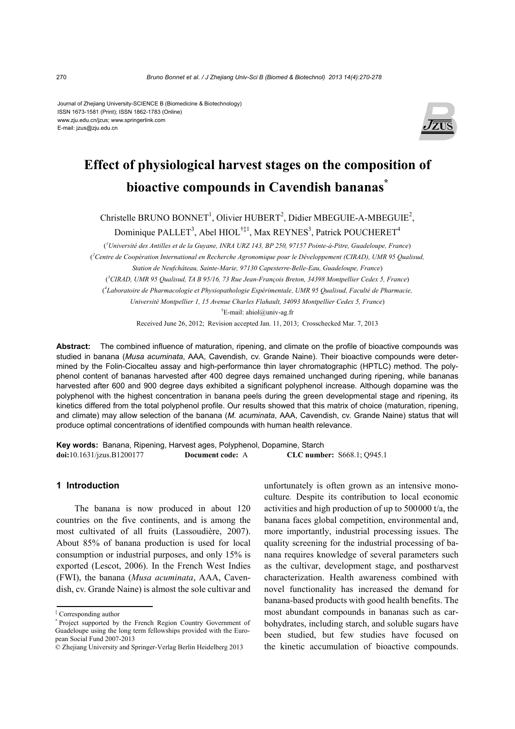Journal of Zhejiang University-SCIENCE B (Biomedicine & Biotechnology)
ISSN 1673-1581 (Print); ISSN 1862-1783 (Online)
www.zju.edu.cn/jzus; www.springerlink.com
E-mail: jzus@zju.edu.cn

# Effect of physiological harvest stages on the composition of bioactive compounds in Cavendish bananas*

Christelle BRUNO BONNET[1], Olivier HUBERT[2], Didier MBEGUIE-A-MBEGUIE[2], Dominique PALLET[3], Abel HIOL[†‡1], Max REYNES[3], Patrick POUCHERET[4]

([1]Université des Antilles et de la Guyane, INRA URZ 143, BP 250, 97157 Pointe-à-Pitre, Guadeloupe, France)

([2]Centre de Coopération International en Recherche Agronomique pour le Développement (CIRAD), UMR 95 Qualisud, Station de Neufchâteau, Sainte-Marie, 97130 Capesterre-Belle-Eau, Guadeloupe, France)

([3]CIRAD, UMR 95 Qualisud, TA B 95/16, 73 Rue Jean-François Breton, 34398 Montpellier Cedex 5, France)

([4]Laboratoire de Pharmacologie et Physiopathologie Expérimentale, UMR 95 Qualisud, Faculté de Pharmacie, Université Montpellier 1, 15 Avenue Charles Flahault, 34093 Montpellier Cedex 5, France)

†E-mail: ahiol@univ-ag.fr

Received June 26, 2012; Revision accepted Jan. 11, 2013; Crosschecked Mar. 7, 2013

**Abstract:** The combined influence of maturation, ripening, and climate on the profile of bioactive compounds was studied in banana (*Musa acuminata*, AAA, Cavendish, cv. Grande Naine). Their bioactive compounds were determined by the Folin-Ciocalteu assay and high-performance thin layer chromatographic (HPTLC) method. The polyphenol content of bananas harvested after 400 degree days remained unchanged during ripening, while bananas harvested after 600 and 900 degree days exhibited a significant polyphenol increase. Although dopamine was the polyphenol with the highest concentration in banana peels during the green developmental stage and ripening, its kinetics differed from the total polyphenol profile. Our results showed that this matrix of choice (maturation, ripening, and climate) may allow selection of the banana (*M. acuminata*, AAA, Cavendish, cv. Grande Naine) status that will produce optimal concentrations of identified compounds with human health relevance.

**Key words:** Banana, Ripening, Harvest ages, Polyphenol, Dopamine, Starch
**doi:**10.1631/jzus.B1200177 **Document code:** A **CLC number:** S668.1; Q945.1

## 1 Introduction

The banana is now produced in about 120 countries on the five continents, and is among the most cultivated of all fruits (Lassoudière, 2007). About 85% of banana production is used for local consumption or industrial purposes, and only 15% is exported (Lescot, 2006). In the French West Indies (FWI), the banana (*Musa acuminata*, AAA, Cavendish, cv. Grande Naine) is almost the sole cultivar and unfortunately is often grown as an intensive monoculture. Despite its contribution to local economic activities and high production of up to 500000 t/a, the banana faces global competition, environmental and, more importantly, industrial processing issues. The quality screening for the industrial processing of banana requires knowledge of several parameters such as the cultivar, development stage, and postharvest characterization. Health awareness combined with novel functionality has increased the demand for banana-based products with good health benefits. The most abundant compounds in bananas such as carbohydrates, including starch, and soluble sugars have been studied, but few studies have focused on the kinetic accumulation of bioactive compounds.

---

‡ Corresponding author

\* Project supported by the French Region Country Government of Guadeloupe using the long term fellowships provided with the European Social Fund 2007-2013

© Zhejiang University and Springer-Verlag Berlin Heidelberg 2013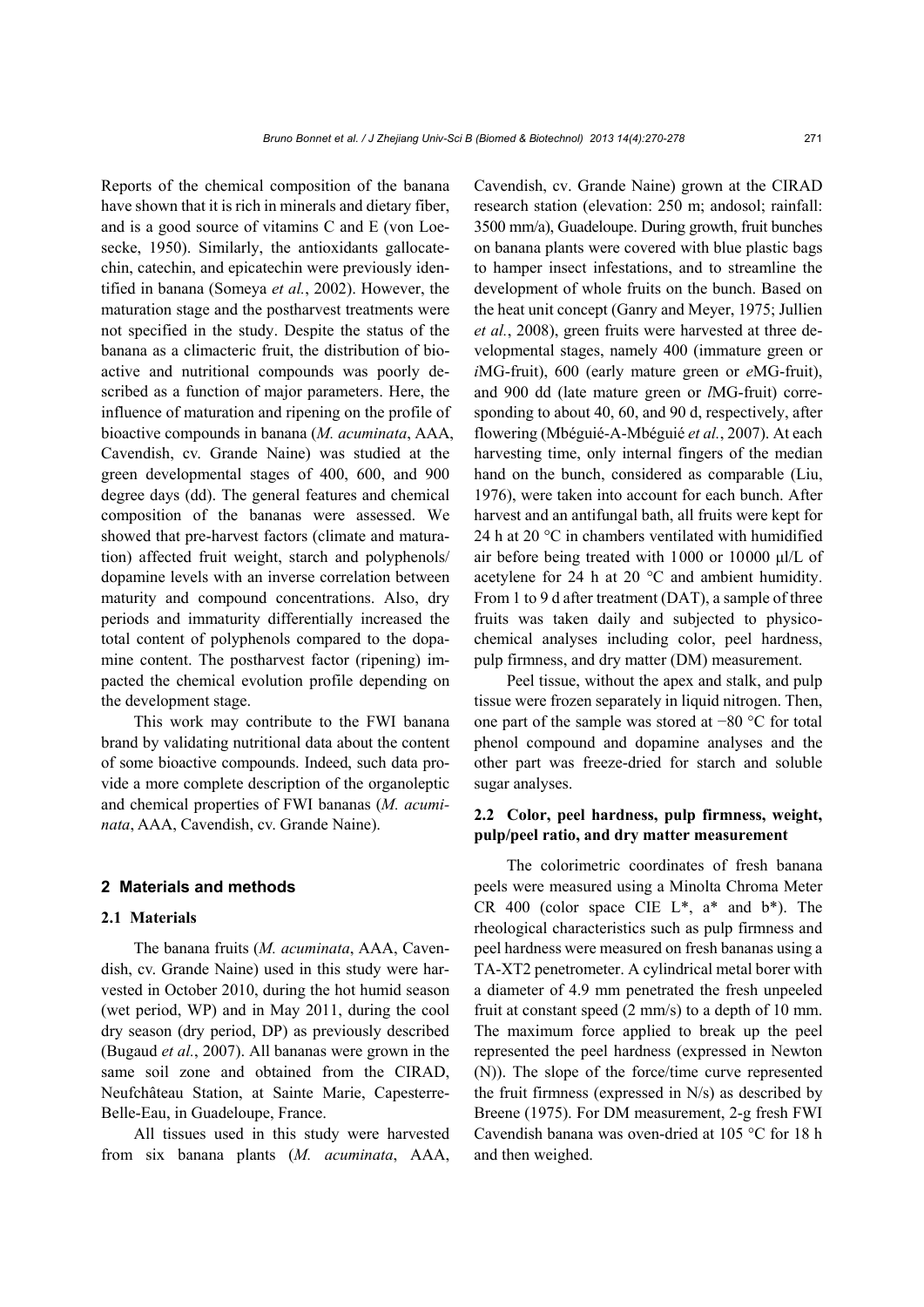Reports of the chemical composition of the banana have shown that it is rich in minerals and dietary fiber, and is a good source of vitamins C and E (von Loesecke, 1950). Similarly, the antioxidants gallocatechin, catechin, and epicatechin were previously identified in banana (Someya *et al.*, 2002). However, the maturation stage and the postharvest treatments were not specified in the study. Despite the status of the banana as a climacteric fruit, the distribution of bioactive and nutritional compounds was poorly described as a function of major parameters. Here, the influence of maturation and ripening on the profile of bioactive compounds in banana (*M. acuminata*, AAA, Cavendish, cv. Grande Naine) was studied at the green developmental stages of 400, 600, and 900 degree days (dd). The general features and chemical composition of the bananas were assessed. We showed that pre-harvest factors (climate and maturation) affected fruit weight, starch and polyphenols/dopamine levels with an inverse correlation between maturity and compound concentrations. Also, dry periods and immaturity differentially increased the total content of polyphenols compared to the dopamine content. The postharvest factor (ripening) impacted the chemical evolution profile depending on the development stage.

This work may contribute to the FWI banana brand by validating nutritional data about the content of some bioactive compounds. Indeed, such data provide a more complete description of the organoleptic and chemical properties of FWI bananas (*M. acuminata*, AAA, Cavendish, cv. Grande Naine).

## 2 Materials and methods

### 2.1 Materials

The banana fruits (*M. acuminata*, AAA, Cavendish, cv. Grande Naine) used in this study were harvested in October 2010, during the hot humid season (wet period, WP) and in May 2011, during the cool dry season (dry period, DP) as previously described (Bugaud *et al.*, 2007). All bananas were grown in the same soil zone and obtained from the CIRAD, Neufchâteau Station, at Sainte Marie, Capesterre-Belle-Eau, in Guadeloupe, France.

All tissues used in this study were harvested from six banana plants (*M. acuminata*, AAA, Cavendish, cv. Grande Naine) grown at the CIRAD research station (elevation: 250 m; andosol; rainfall: 3500 mm/a), Guadeloupe. During growth, fruit bunches on banana plants were covered with blue plastic bags to hamper insect infestations, and to streamline the development of whole fruits on the bunch. Based on the heat unit concept (Ganry and Meyer, 1975; Jullien *et al.*, 2008), green fruits were harvested at three developmental stages, namely 400 (immature green or *i*MG-fruit), 600 (early mature green or *e*MG-fruit), and 900 dd (late mature green or *l*MG-fruit) corresponding to about 40, 60, and 90 d, respectively, after flowering (Mbéguié-A-Mbéguié *et al.*, 2007). At each harvesting time, only internal fingers of the median hand on the bunch, considered as comparable (Liu, 1976), were taken into account for each bunch. After harvest and an antifungal bath, all fruits were kept for 24 h at 20 °C in chambers ventilated with humidified air before being treated with 1000 or 10000 μl/L of acetylene for 24 h at 20 °C and ambient humidity. From 1 to 9 d after treatment (DAT), a sample of three fruits was taken daily and subjected to physicochemical analyses including color, peel hardness, pulp firmness, and dry matter (DM) measurement.

Peel tissue, without the apex and stalk, and pulp tissue were frozen separately in liquid nitrogen. Then, one part of the sample was stored at −80 °C for total phenol compound and dopamine analyses and the other part was freeze-dried for starch and soluble sugar analyses.

### 2.2 Color, peel hardness, pulp firmness, weight, pulp/peel ratio, and dry matter measurement

The colorimetric coordinates of fresh banana peels were measured using a Minolta Chroma Meter CR 400 (color space CIE L\*, a\* and b\*). The rheological characteristics such as pulp firmness and peel hardness were measured on fresh bananas using a TA-XT2 penetrometer. A cylindrical metal borer with a diameter of 4.9 mm penetrated the fresh unpeeled fruit at constant speed (2 mm/s) to a depth of 10 mm. The maximum force applied to break up the peel represented the peel hardness (expressed in Newton (N)). The slope of the force/time curve represented the fruit firmness (expressed in N/s) as described by Breene (1975). For DM measurement, 2-g fresh FWI Cavendish banana was oven-dried at 105 °C for 18 h and then weighed.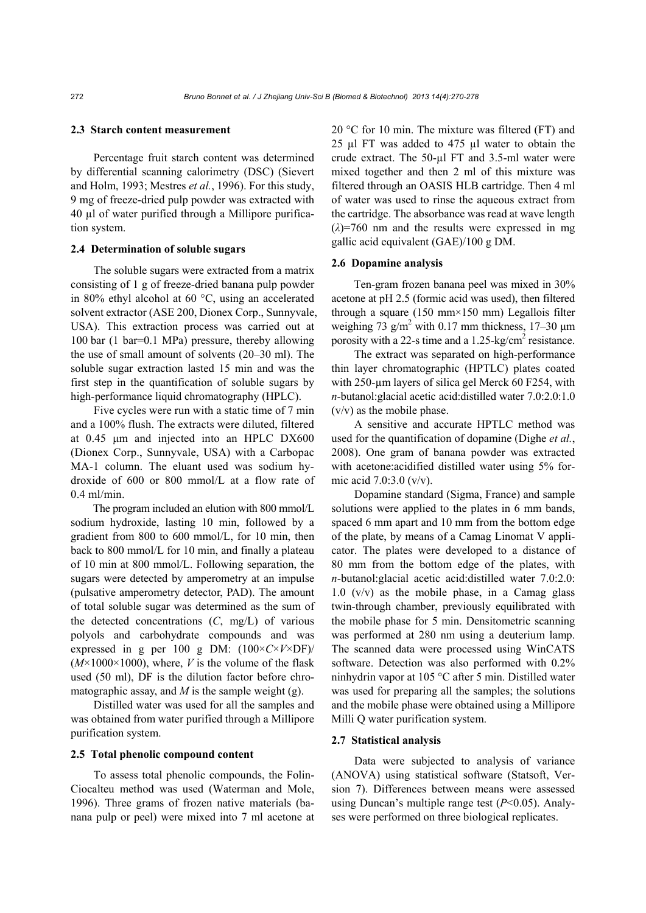### 2.3 Starch content measurement

Percentage fruit starch content was determined by differential scanning calorimetry (DSC) (Sievert and Holm, 1993; Mestres *et al.*, 1996). For this study, 9 mg of freeze-dried pulp powder was extracted with 40 μl of water purified through a Millipore purification system.

### 2.4 Determination of soluble sugars

The soluble sugars were extracted from a matrix consisting of 1 g of freeze-dried banana pulp powder in 80% ethyl alcohol at 60 °C, using an accelerated solvent extractor (ASE 200, Dionex Corp., Sunnyvale, USA). This extraction process was carried out at 100 bar (1 bar=0.1 MPa) pressure, thereby allowing the use of small amount of solvents (20–30 ml). The soluble sugar extraction lasted 15 min and was the first step in the quantification of soluble sugars by high-performance liquid chromatography (HPLC).

Five cycles were run with a static time of 7 min and a 100% flush. The extracts were diluted, filtered at 0.45 μm and injected into an HPLC DX600 (Dionex Corp., Sunnyvale, USA) with a Carbopac MA-1 column. The eluant used was sodium hydroxide of 600 or 800 mmol/L at a flow rate of 0.4 ml/min.

The program included an elution with 800 mmol/L sodium hydroxide, lasting 10 min, followed by a gradient from 800 to 600 mmol/L, for 10 min, then back to 800 mmol/L for 10 min, and finally a plateau of 10 min at 800 mmol/L. Following separation, the sugars were detected by amperometry at an impulse (pulsative amperometry detector, PAD). The amount of total soluble sugar was determined as the sum of the detected concentrations ($C$, mg/L) of various polyols and carbohydrate compounds and was expressed in g per 100 g DM: $(100\times C\times V\times \text{DF})/(M\times 1000\times 1000)$, where, $V$ is the volume of the flask used (50 ml), DF is the dilution factor before chromatographic assay, and $M$ is the sample weight (g).

Distilled water was used for all the samples and was obtained from water purified through a Millipore purification system.

### 2.5 Total phenolic compound content

To assess total phenolic compounds, the Folin-Ciocalteu method was used (Waterman and Mole, 1996). Three grams of frozen native materials (banana pulp or peel) were mixed into 7 ml acetone at 20 °C for 10 min. The mixture was filtered (FT) and 25 μl FT was added to 475 μl water to obtain the crude extract. The 50-μl FT and 3.5-ml water were mixed together and then 2 ml of this mixture was filtered through an OASIS HLB cartridge. Then 4 ml of water was used to rinse the aqueous extract from the cartridge. The absorbance was read at wave length ($\lambda$)=760 nm and the results were expressed in mg gallic acid equivalent (GAE)/100 g DM.

### 2.6 Dopamine analysis

Ten-gram frozen banana peel was mixed in 30% acetone at pH 2.5 (formic acid was used), then filtered through a square (150 mm×150 mm) Legallois filter weighing 73 g/m$^2$ with 0.17 mm thickness, 17–30 μm porosity with a 22-s time and a 1.25-kg/cm$^2$ resistance.

The extract was separated on high-performance thin layer chromatographic (HPTLC) plates coated with 250-μm layers of silica gel Merck 60 F254, with *n*-butanol:glacial acetic acid:distilled water 7.0:2.0:1.0 (v/v) as the mobile phase.

A sensitive and accurate HPTLC method was used for the quantification of dopamine (Dighe *et al.*, 2008). One gram of banana powder was extracted with acetone:acidified distilled water using 5% formic acid 7.0:3.0 (v/v).

Dopamine standard (Sigma, France) and sample solutions were applied to the plates in 6 mm bands, spaced 6 mm apart and 10 mm from the bottom edge of the plate, by means of a Camag Linomat V applicator. The plates were developed to a distance of 80 mm from the bottom edge of the plates, with *n*-butanol:glacial acetic acid:distilled water 7.0:2.0:1.0 (v/v) as the mobile phase, in a Camag glass twin-through chamber, previously equilibrated with the mobile phase for 5 min. Densitometric scanning was performed at 280 nm using a deuterium lamp. The scanned data were processed using WinCATS software. Detection was also performed with 0.2% ninhydrin vapor at 105 °C after 5 min. Distilled water was used for preparing all the samples; the solutions and the mobile phase were obtained using a Millipore Milli Q water purification system.

### 2.7 Statistical analysis

Data were subjected to analysis of variance (ANOVA) using statistical software (Statsoft, Version 7). Differences between means were assessed using Duncan's multiple range test ($P<0.05$). Analyses were performed on three biological replicates.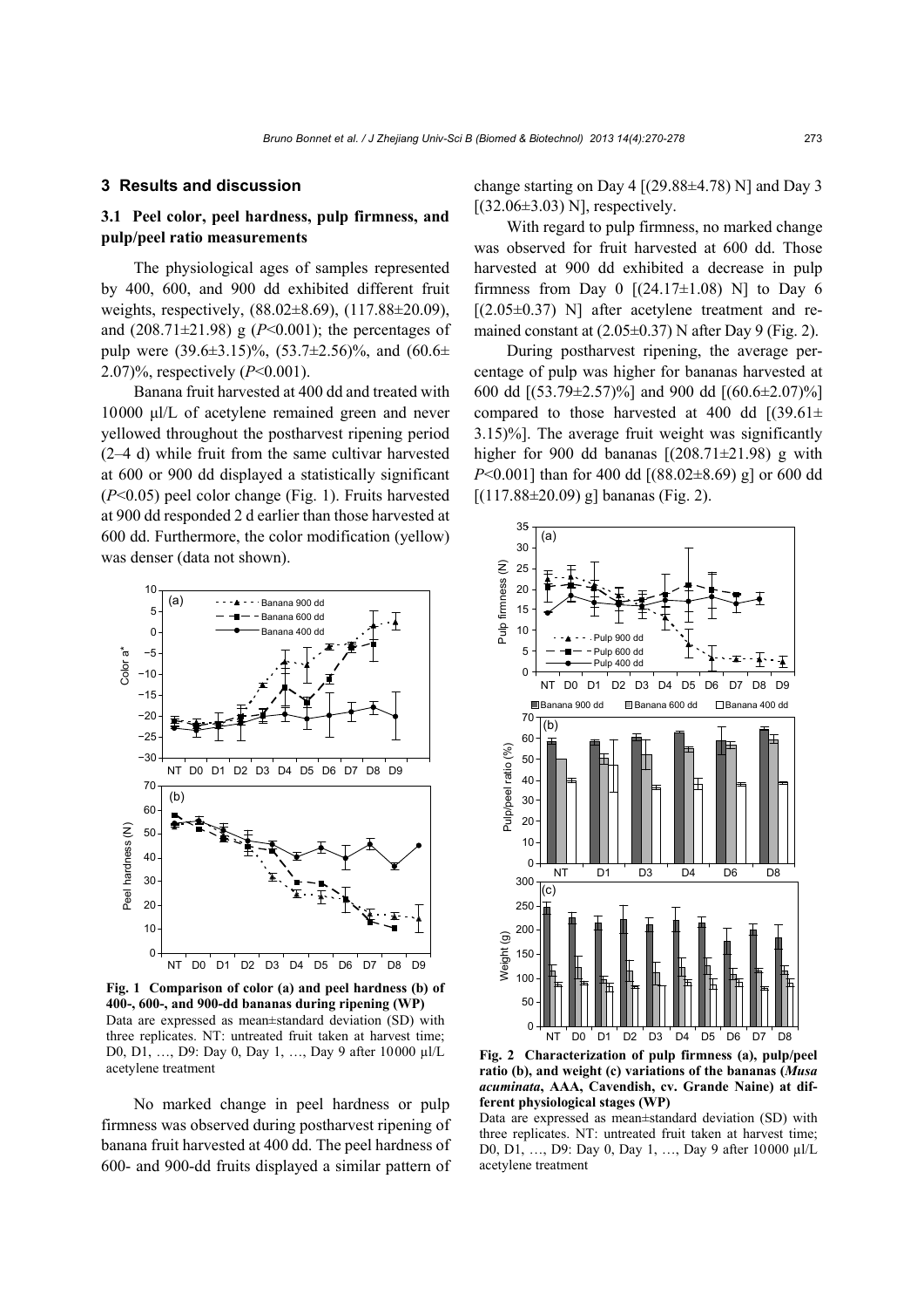## 3 Results and discussion

### 3.1 Peel color, peel hardness, pulp firmness, and pulp/peel ratio measurements

The physiological ages of samples represented by 400, 600, and 900 dd exhibited different fruit weights, respectively, (88.02±8.69), (117.88±20.09), and (208.71±21.98) g ($P<0.001$); the percentages of pulp were (39.6±3.15)%, (53.7±2.56)%, and (60.6±2.07)%, respectively ($P<0.001$).

Banana fruit harvested at 400 dd and treated with 10000 μl/L of acetylene remained green and never yellowed throughout the postharvest ripening period (2–4 d) while fruit from the same cultivar harvested at 600 or 900 dd displayed a statistically significant ($P<0.05$) peel color change (Fig. 1). Fruits harvested at 900 dd responded 2 d earlier than those harvested at 600 dd. Furthermore, the color modification (yellow) was denser (data not shown).

**Fig. 1 Comparison of color (a) and peel hardness (b) of 400-, 600-, and 900-dd bananas during ripening (WP)**
Data are expressed as mean±standard deviation (SD) with three replicates. NT: untreated fruit taken at harvest time; D0, D1, …, D9: Day 0, Day 1, …, Day 9 after 10000 μl/L acetylene treatment

No marked change in peel hardness or pulp firmness was observed during postharvest ripening of banana fruit harvested at 400 dd. The peel hardness of 600- and 900-dd fruits displayed a similar pattern of change starting on Day 4 [(29.88±4.78) N] and Day 3 [(32.06±3.03) N], respectively.

With regard to pulp firmness, no marked change was observed for fruit harvested at 600 dd. Those harvested at 900 dd exhibited a decrease in pulp firmness from Day 0 [(24.17±1.08) N] to Day 6 [(2.05±0.37) N] after acetylene treatment and remained constant at (2.05±0.37) N after Day 9 (Fig. 2).

During postharvest ripening, the average percentage of pulp was higher for bananas harvested at 600 dd [(53.79±2.57)%] and 900 dd [(60.6±2.07)%] compared to those harvested at 400 dd [(39.61±3.15)%]. The average fruit weight was significantly higher for 900 dd bananas [(208.71±21.98) g with $P<0.001$] than for 400 dd [(88.02±8.69) g] or 600 dd [(117.88±20.09) g] bananas (Fig. 2).

**Fig. 2 Characterization of pulp firmness (a), pulp/peel ratio (b), and weight (c) variations of the bananas (*Musa acuminata*, AAA, Cavendish, cv. Grande Naine) at different physiological stages (WP)**
Data are expressed as mean±standard deviation (SD) with three replicates. NT: untreated fruit taken at harvest time; D0, D1, …, D9: Day 0, Day 1, …, Day 9 after 10000 μl/L acetylene treatment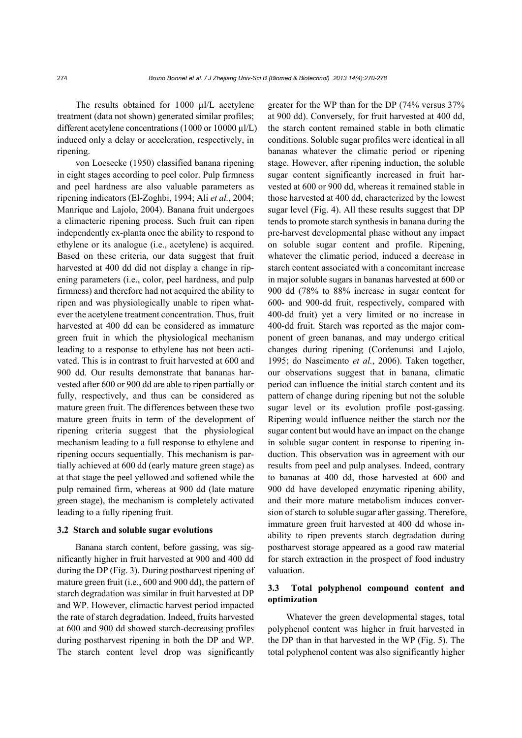The results obtained for 1000 μl/L acetylene treatment (data not shown) generated similar profiles; different acetylene concentrations (1000 or 10000 μl/L) induced only a delay or acceleration, respectively, in ripening.

von Loesecke (1950) classified banana ripening in eight stages according to peel color. Pulp firmness and peel hardness are also valuable parameters as ripening indicators (El-Zoghbi, 1994; Ali *et al.*, 2004; Manrique and Lajolo, 2004). Banana fruit undergoes a climacteric ripening process. Such fruit can ripen independently ex-planta once the ability to respond to ethylene or its analogue (i.e., acetylene) is acquired. Based on these criteria, our data suggest that fruit harvested at 400 dd did not display a change in ripening parameters (i.e., color, peel hardness, and pulp firmness) and therefore had not acquired the ability to ripen and was physiologically unable to ripen whatever the acetylene treatment concentration. Thus, fruit harvested at 400 dd can be considered as immature green fruit in which the physiological mechanism leading to a response to ethylene has not been activated. This is in contrast to fruit harvested at 600 and 900 dd. Our results demonstrate that bananas harvested after 600 or 900 dd are able to ripen partially or fully, respectively, and thus can be considered as mature green fruit. The differences between these two mature green fruits in term of the development of ripening criteria suggest that the physiological mechanism leading to a full response to ethylene and ripening occurs sequentially. This mechanism is partially achieved at 600 dd (early mature green stage) as at that stage the peel yellowed and softened while the pulp remained firm, whereas at 900 dd (late mature green stage), the mechanism is completely activated leading to a fully ripening fruit.

### 3.2 Starch and soluble sugar evolutions

Banana starch content, before gassing, was significantly higher in fruit harvested at 900 and 400 dd during the DP (Fig. 3). During postharvest ripening of mature green fruit (i.e., 600 and 900 dd), the pattern of starch degradation was similar in fruit harvested at DP and WP. However, climactic harvest period impacted the rate of starch degradation. Indeed, fruits harvested at 600 and 900 dd showed starch-decreasing profiles during postharvest ripening in both the DP and WP. The starch content level drop was significantly greater for the WP than for the DP (74% versus 37% at 900 dd). Conversely, for fruit harvested at 400 dd, the starch content remained stable in both climatic conditions. Soluble sugar profiles were identical in all bananas whatever the climatic period or ripening stage. However, after ripening induction, the soluble sugar content significantly increased in fruit harvested at 600 or 900 dd, whereas it remained stable in those harvested at 400 dd, characterized by the lowest sugar level (Fig. 4). All these results suggest that DP tends to promote starch synthesis in banana during the pre-harvest developmental phase without any impact on soluble sugar content and profile. Ripening, whatever the climatic period, induced a decrease in starch content associated with a concomitant increase in major soluble sugars in bananas harvested at 600 or 900 dd (78% to 88% increase in sugar content for 600- and 900-dd fruit, respectively, compared with 400-dd fruit) yet a very limited or no increase in 400-dd fruit. Starch was reported as the major component of green bananas, and may undergo critical changes during ripening (Cordenunsi and Lajolo, 1995; do Nascimento *et al.*, 2006). Taken together, our observations suggest that in banana, climatic period can influence the initial starch content and its pattern of change during ripening but not the soluble sugar level or its evolution profile post-gassing. Ripening would influence neither the starch nor the sugar content but would have an impact on the change in soluble sugar content in response to ripening induction. This observation was in agreement with our results from peel and pulp analyses. Indeed, contrary to bananas at 400 dd, those harvested at 600 and 900 dd have developed enzymatic ripening ability, and their more mature metabolism induces conversion of starch to soluble sugar after gassing. Therefore, immature green fruit harvested at 400 dd whose inability to ripen prevents starch degradation during postharvest storage appeared as a good raw material for starch extraction in the prospect of food industry valuation.

### 3.3 Total polyphenol compound content and optimization

Whatever the green developmental stages, total polyphenol content was higher in fruit harvested in the DP than in that harvested in the WP (Fig. 5). The total polyphenol content was also significantly higher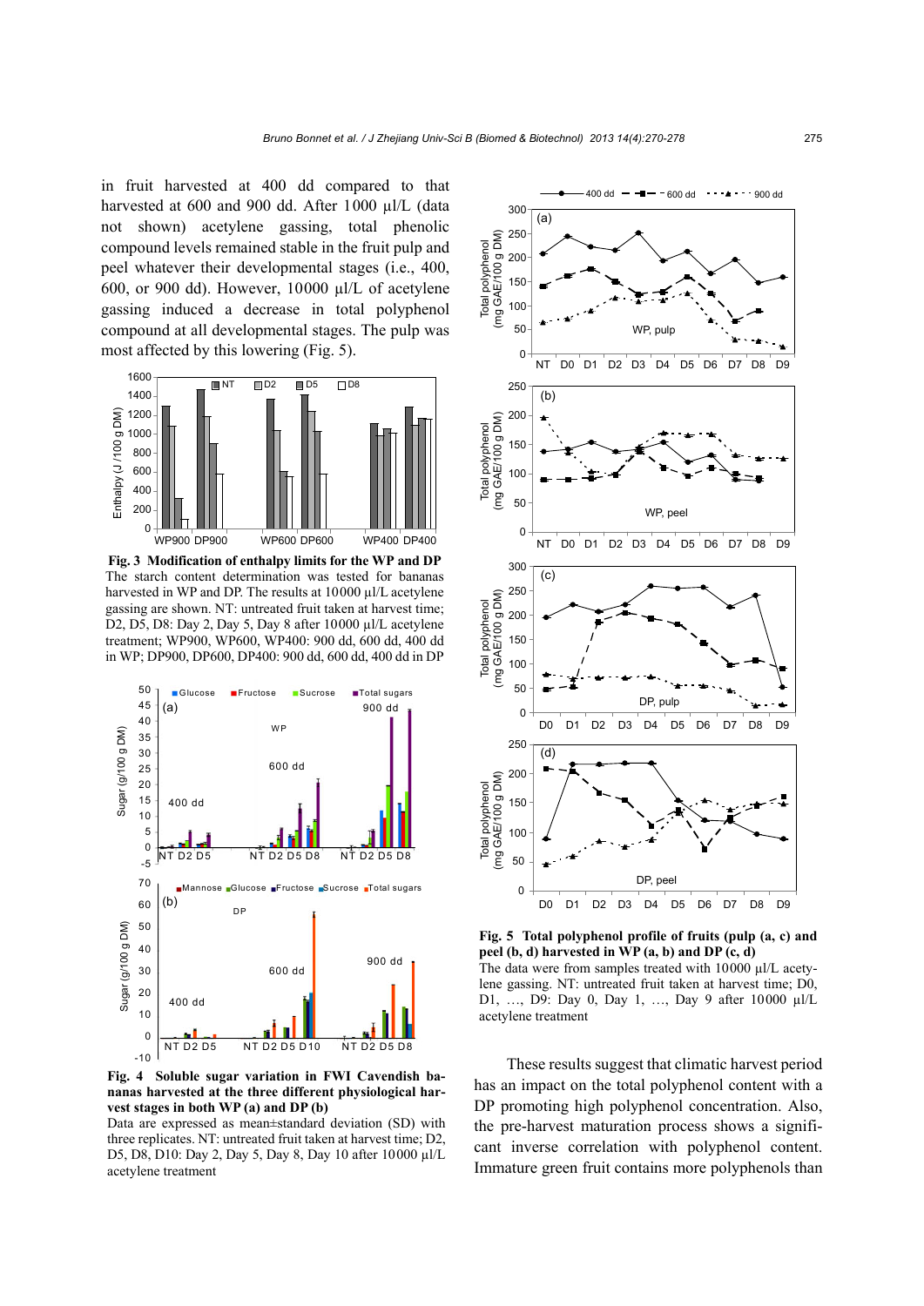in fruit harvested at 400 dd compared to that harvested at 600 and 900 dd. After 1000 μl/L (data not shown) acetylene gassing, total phenolic compound levels remained stable in the fruit pulp and peel whatever their developmental stages (i.e., 400, 600, or 900 dd). However, 10000 μl/L of acetylene gassing induced a decrease in total polyphenol compound at all developmental stages. The pulp was most affected by this lowering (Fig. 5).

**Fig. 3 Modification of enthalpy limits for the WP and DP**
The starch content determination was tested for bananas harvested in WP and DP. The results at 10000 μl/L acetylene gassing are shown. NT: untreated fruit taken at harvest time; D2, D5, D8: Day 2, Day 5, Day 8 after 10000 μl/L acetylene treatment; WP900, WP600, WP400: 900 dd, 600 dd, 400 dd in WP; DP900, DP600, DP400: 900 dd, 600 dd, 400 dd in DP

**Fig. 4 Soluble sugar variation in FWI Cavendish bananas harvested at the three different physiological harvest stages in both WP (a) and DP (b)**
Data are expressed as mean±standard deviation (SD) with three replicates. NT: untreated fruit taken at harvest time; D2, D5, D8, D10: Day 2, Day 5, Day 8, Day 10 after 10000 μl/L acetylene treatment

**Fig. 5 Total polyphenol profile of fruits (pulp (a, c) and peel (b, d) harvested in WP (a, b) and DP (c, d)**
The data were from samples treated with 10000 μl/L acetylene gassing. NT: untreated fruit taken at harvest time; D0, D1, …, D9: Day 0, Day 1, …, Day 9 after 10000 μl/L acetylene treatment

These results suggest that climatic harvest period has an impact on the total polyphenol content with a DP promoting high polyphenol concentration. Also, the pre-harvest maturation process shows a significant inverse correlation with polyphenol content. Immature green fruit contains more polyphenols than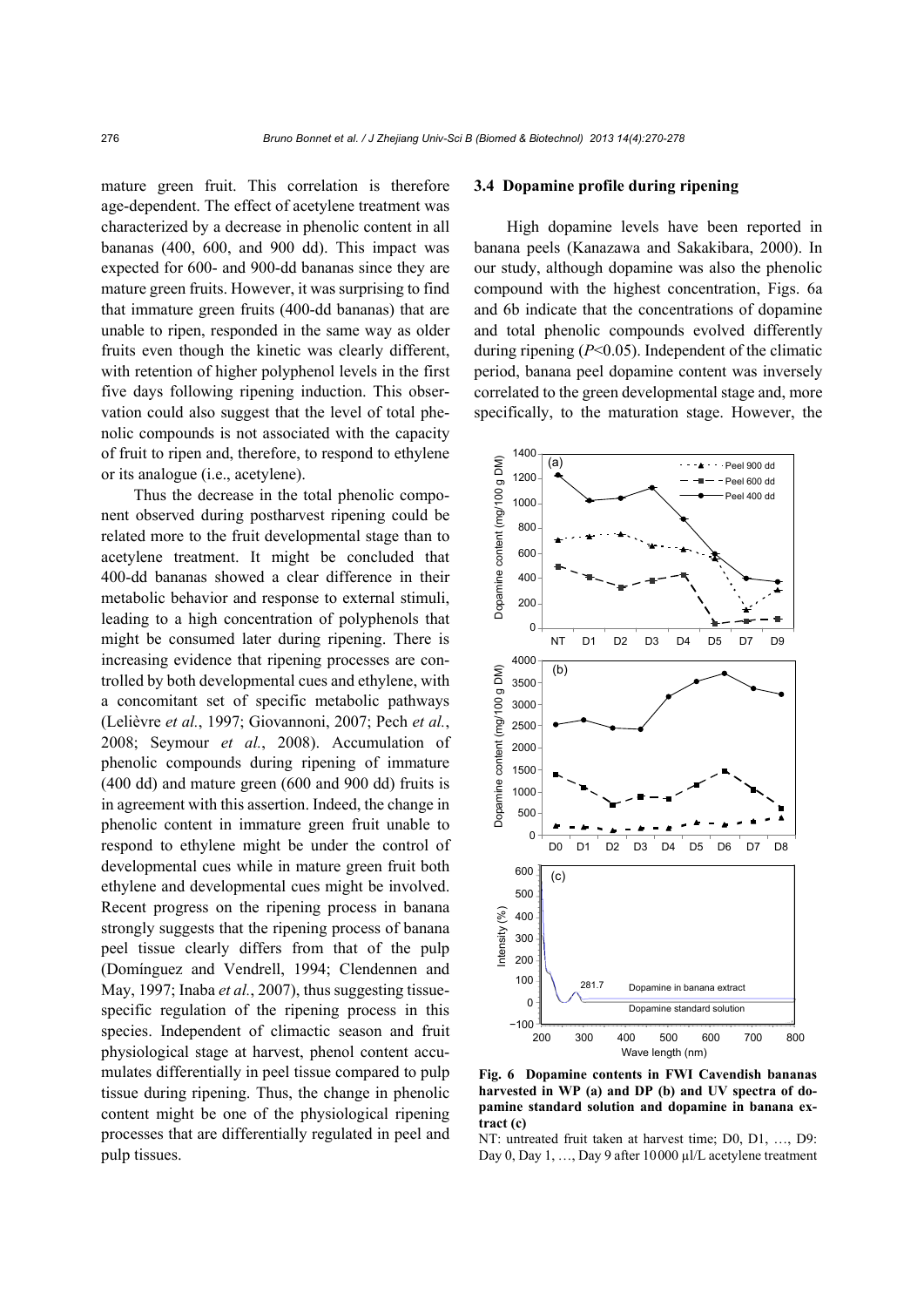mature green fruit. This correlation is therefore age-dependent. The effect of acetylene treatment was characterized by a decrease in phenolic content in all bananas (400, 600, and 900 dd). This impact was expected for 600- and 900-dd bananas since they are mature green fruits. However, it was surprising to find that immature green fruits (400-dd bananas) that are unable to ripen, responded in the same way as older fruits even though the kinetic was clearly different, with retention of higher polyphenol levels in the first five days following ripening induction. This observation could also suggest that the level of total phenolic compounds is not associated with the capacity of fruit to ripen and, therefore, to respond to ethylene or its analogue (i.e., acetylene).

Thus the decrease in the total phenolic component observed during postharvest ripening could be related more to the fruit developmental stage than to acetylene treatment. It might be concluded that 400-dd bananas showed a clear difference in their metabolic behavior and response to external stimuli, leading to a high concentration of polyphenols that might be consumed later during ripening. There is increasing evidence that ripening processes are controlled by both developmental cues and ethylene, with a concomitant set of specific metabolic pathways (Lelièvre *et al.*, 1997; Giovannoni, 2007; Pech *et al.*, 2008; Seymour *et al.*, 2008). Accumulation of phenolic compounds during ripening of immature (400 dd) and mature green (600 and 900 dd) fruits is in agreement with this assertion. Indeed, the change in phenolic content in immature green fruit unable to respond to ethylene might be under the control of developmental cues while in mature green fruit both ethylene and developmental cues might be involved. Recent progress on the ripening process in banana strongly suggests that the ripening process of banana peel tissue clearly differs from that of the pulp (Domínguez and Vendrell, 1994; Clendennen and May, 1997; Inaba *et al.*, 2007), thus suggesting tissue-specific regulation of the ripening process in this species. Independent of climactic season and fruit physiological stage at harvest, phenol content accumulates differentially in peel tissue compared to pulp tissue during ripening. Thus, the change in phenolic content might be one of the physiological ripening processes that are differentially regulated in peel and pulp tissues.

### 3.4 Dopamine profile during ripening

High dopamine levels have been reported in banana peels (Kanazawa and Sakakibara, 2000). In our study, although dopamine was also the phenolic compound with the highest concentration, Figs. 6a and 6b indicate that the concentrations of dopamine and total phenolic compounds evolved differently during ripening ($P<0.05$). Independent of the climatic period, banana peel dopamine content was inversely correlated to the green developmental stage and, more specifically, to the maturation stage. However, the

**Fig. 6 Dopamine contents in FWI Cavendish bananas harvested in WP (a) and DP (b) and UV spectra of dopamine standard solution and dopamine in banana extract (c)**

NT: untreated fruit taken at harvest time; D0, D1, …, D9: Day 0, Day 1, …, Day 9 after 10000 μl/L acetylene treatment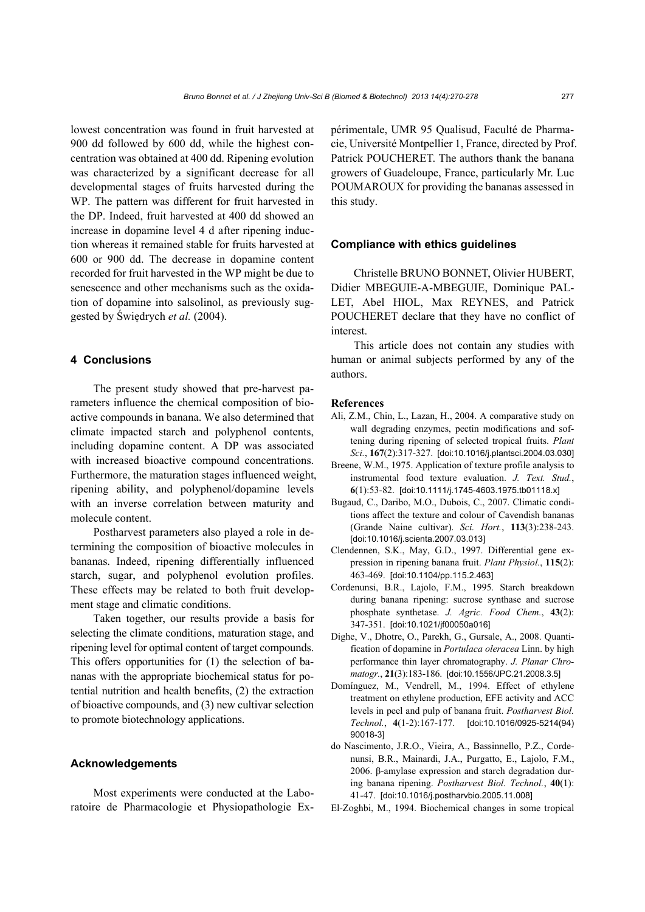lowest concentration was found in fruit harvested at 900 dd followed by 600 dd, while the highest concentration was obtained at 400 dd. Ripening evolution was characterized by a significant decrease for all developmental stages of fruits harvested during the WP. The pattern was different for fruit harvested in the DP. Indeed, fruit harvested at 400 dd showed an increase in dopamine level 4 d after ripening induction whereas it remained stable for fruits harvested at 600 or 900 dd. The decrease in dopamine content recorded for fruit harvested in the WP might be due to senescence and other mechanisms such as the oxidation of dopamine into salsolinol, as previously suggested by Świędrych *et al.* (2004).

## 4 Conclusions

The present study showed that pre-harvest parameters influence the chemical composition of bioactive compounds in banana. We also determined that climate impacted starch and polyphenol contents, including dopamine content. A DP was associated with increased bioactive compound concentrations. Furthermore, the maturation stages influenced weight, ripening ability, and polyphenol/dopamine levels with an inverse correlation between maturity and molecule content.

Postharvest parameters also played a role in determining the composition of bioactive molecules in bananas. Indeed, ripening differentially influenced starch, sugar, and polyphenol evolution profiles. These effects may be related to both fruit development stage and climatic conditions.

Taken together, our results provide a basis for selecting the climate conditions, maturation stage, and ripening level for optimal content of target compounds. This offers opportunities for (1) the selection of bananas with the appropriate biochemical status for potential nutrition and health benefits, (2) the extraction of bioactive compounds, and (3) new cultivar selection to promote biotechnology applications.

### Acknowledgements

Most experiments were conducted at the Laboratoire de Pharmacologie et Physiopathologie Expérimentale, UMR 95 Qualisud, Faculté de Pharmacie, Université Montpellier 1, France, directed by Prof. Patrick POUCHERET. The authors thank the banana growers of Guadeloupe, France, particularly Mr. Luc POUMAROUX for providing the bananas assessed in this study.

### Compliance with ethics guidelines

Christelle BRUNO BONNET, Olivier HUBERT, Didier MBEGUIE-A-MBEGUIE, Dominique PALLET, Abel HIOL, Max REYNES, and Patrick POUCHERET declare that they have no conflict of interest.

This article does not contain any studies with human or animal subjects performed by any of the authors.

### References

Ali, Z.M., Chin, L., Lazan, H., 2004. A comparative study on wall degrading enzymes, pectin modifications and softening during ripening of selected tropical fruits. *Plant Sci.*, **167**(2):317-327. [doi:10.1016/j.plantsci.2004.03.030]

Breene, W.M., 1975. Application of texture profile analysis to instrumental food texture evaluation. *J. Text. Stud.*, **6**(1):53-82. [doi:10.1111/j.1745-4603.1975.tb01118.x]

Bugaud, C., Daribo, M.O., Dubois, C., 2007. Climatic conditions affect the texture and colour of Cavendish bananas (Grande Naine cultivar). *Sci. Hort.*, **113**(3):238-243. [doi:10.1016/j.scienta.2007.03.013]

Clendennen, S.K., May, G.D., 1997. Differential gene expression in ripening banana fruit. *Plant Physiol.*, **115**(2): 463-469. [doi:10.1104/pp.115.2.463]

Cordenunsi, B.R., Lajolo, F.M., 1995. Starch breakdown during banana ripening: sucrose synthase and sucrose phosphate synthetase. *J. Agric. Food Chem.*, **43**(2): 347-351. [doi:10.1021/jf00050a016]

Dighe, V., Dhotre, O., Parekh, G., Gursale, A., 2008. Quantification of dopamine in *Portulaca oleracea* Linn. by high performance thin layer chromatography. *J. Planar Chromatogr.*, **21**(3):183-186. [doi:10.1556/JPC.21.2008.3.5]

Domínguez, M., Vendrell, M., 1994. Effect of ethylene treatment on ethylene production, EFE activity and ACC levels in peel and pulp of banana fruit. *Postharvest Biol. Technol.*, **4**(1-2):167-177. [doi:10.1016/0925-5214(94)90018-3]

do Nascimento, J.R.O., Vieira, A., Bassinnello, P.Z., Cordenunsi, B.R., Mainardi, J.A., Purgatto, E., Lajolo, F.M., 2006. β-amylase expression and starch degradation during banana ripening. *Postharvest Biol. Technol.*, **40**(1): 41-47. [doi:10.1016/j.postharvbio.2005.11.008]

El-Zoghbi, M., 1994. Biochemical changes in some tropical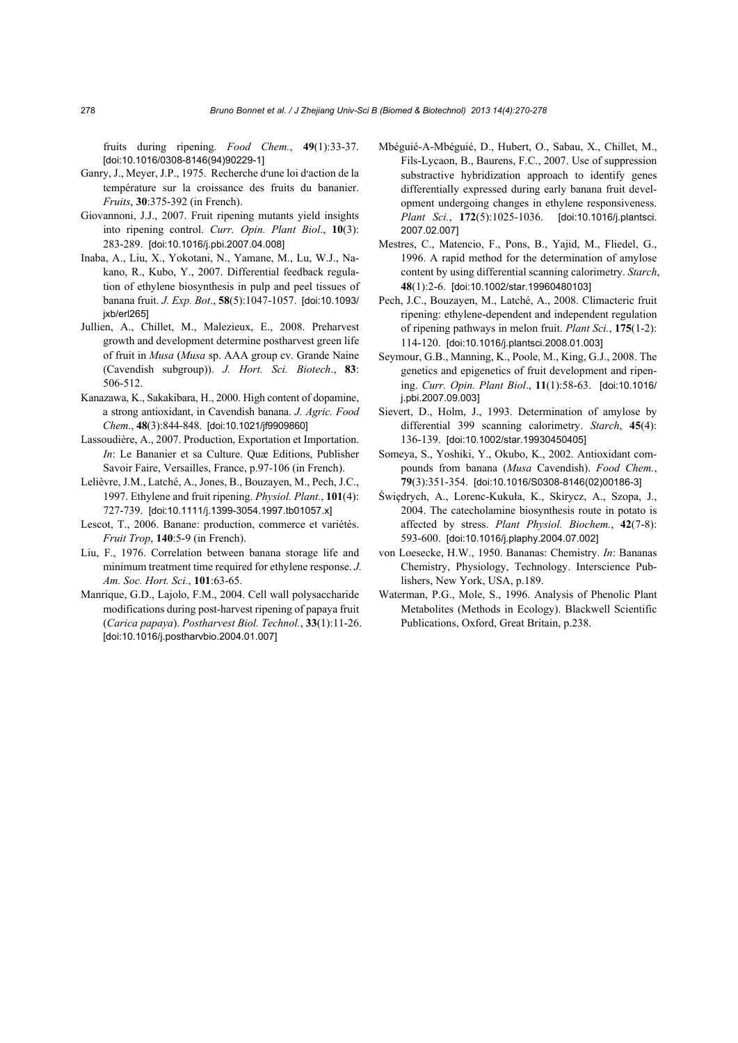fruits during ripening. *Food Chem.*, **49**(1):33-37. [doi:10.1016/0308-8146(94)90229-1]

Ganry, J., Meyer, J.P., 1975. Recherche d'une loi d'action de la température sur la croissance des fruits du bananier. *Fruits*, **30**:375-392 (in French).

Giovannoni, J.J., 2007. Fruit ripening mutants yield insights into ripening control. *Curr. Opin. Plant Biol*., **10**(3): 283-289. [doi:10.1016/j.pbi.2007.04.008]

Inaba, A., Liu, X., Yokotani, N., Yamane, M., Lu, W.J., Nakano, R., Kubo, Y., 2007. Differential feedback regulation of ethylene biosynthesis in pulp and peel tissues of banana fruit. *J. Exp. Bot*., **58**(5):1047-1057. [doi:10.1093/jxb/erl265]

Jullien, A., Chillet, M., Malezieux, E., 2008. Preharvest growth and development determine postharvest green life of fruit in *Musa* (*Musa* sp. AAA group cv. Grande Naine (Cavendish subgroup)). *J. Hort. Sci. Biotech*., **83**: 506-512.

Kanazawa, K., Sakakibara, H., 2000. High content of dopamine, a strong antioxidant, in Cavendish banana. *J. Agric. Food Chem*., **48**(3):844-848. [doi:10.1021/jf9909860]

Lassoudière, A., 2007. Production, Exportation et Importation. *In*: Le Bananier et sa Culture. Quæ Editions, Publisher Savoir Faire, Versailles, France, p.97-106 (in French).

Lelièvre, J.M., Latché, A., Jones, B., Bouzayen, M., Pech, J.C., 1997. Ethylene and fruit ripening. *Physiol. Plant.*, **101**(4): 727-739. [doi:10.1111/j.1399-3054.1997.tb01057.x]

Lescot, T., 2006. Banane: production, commerce et variétés. *Fruit Trop*, **140**:5-9 (in French).

Liu, F., 1976. Correlation between banana storage life and minimum treatment time required for ethylene response. *J. Am. Soc. Hort. Sci.*, **101**:63-65.

Manrique, G.D., Lajolo, F.M., 2004. Cell wall polysaccharide modifications during post-harvest ripening of papaya fruit (*Carica papaya*). *Postharvest Biol. Technol.*, **33**(1):11-26. [doi:10.1016/j.postharvbio.2004.01.007]

Mbéguié-A-Mbéguié, D., Hubert, O., Sabau, X., Chillet, M., Fils-Lycaon, B., Baurens, F.C., 2007. Use of suppression substractive hybridization approach to identify genes differentially expressed during early banana fruit development undergoing changes in ethylene responsiveness. *Plant Sci.*, **172**(5):1025-1036. [doi:10.1016/j.plantsci.2007.02.007]

Mestres, C., Matencio, F., Pons, B., Yajid, M., Fliedel, G., 1996. A rapid method for the determination of amylose content by using differential scanning calorimetry. *Starch*, **48**(1):2-6. [doi:10.1002/star.19960480103]

Pech, J.C., Bouzayen, M., Latché, A., 2008. Climacteric fruit ripening: ethylene-dependent and independent regulation of ripening pathways in melon fruit. *Plant Sci.*, **175**(1-2): 114-120. [doi:10.1016/j.plantsci.2008.01.003]

Seymour, G.B., Manning, K., Poole, M., King, G.J., 2008. The genetics and epigenetics of fruit development and ripening. *Curr. Opin. Plant Biol*., **11**(1):58-63. [doi:10.1016/j.pbi.2007.09.003]

Sievert, D., Holm, J., 1993. Determination of amylose by differential 399 scanning calorimetry. *Starch*, **45**(4): 136-139. [doi:10.1002/star.19930450405]

Someya, S., Yoshiki, Y., Okubo, K., 2002. Antioxidant compounds from banana (*Musa* Cavendish). *Food Chem.*, **79**(3):351-354. [doi:10.1016/S0308-8146(02)00186-3]

Świędrych, A., Lorenc-Kukuła, K., Skirycz, A., Szopa, J., 2004. The catecholamine biosynthesis route in potato is affected by stress. *Plant Physiol. Biochem.*, **42**(7-8): 593-600. [doi:10.1016/j.plaphy.2004.07.002]

von Loesecke, H.W., 1950. Bananas: Chemistry. *In*: Bananas Chemistry, Physiology, Technology. Interscience Publishers, New York, USA, p.189.

Waterman, P.G., Mole, S., 1996. Analysis of Phenolic Plant Metabolites (Methods in Ecology). Blackwell Scientific Publications, Oxford, Great Britain, p.238.